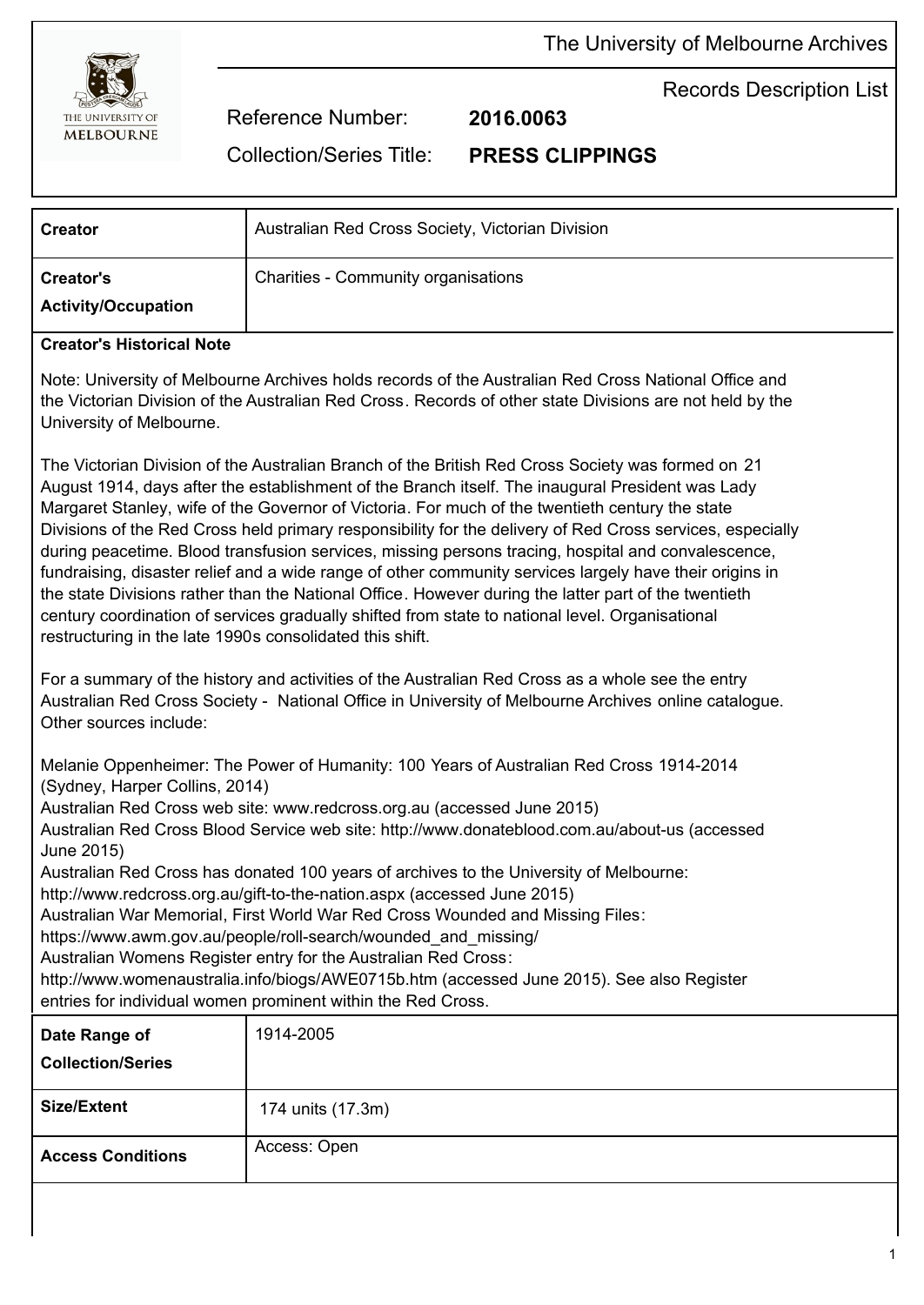# The University of Melbourne Archives

## Records Description List

**Reference Number:** 2016.0063

**Collection/Series Title:** PRESS CLIPPINGS

| | |
|---|---|
| **Creator** | Australian Red Cross Society, Victorian Division |
| **Creator's Activity/Occupation** | Charities - Community organisations |

**Creator's Historical Note**

Note: University of Melbourne Archives holds records of the Australian Red Cross National Office and the Victorian Division of the Australian Red Cross. Records of other state Divisions are not held by the University of Melbourne.

The Victorian Division of the Australian Branch of the British Red Cross Society was formed on 21 August 1914, days after the establishment of the Branch itself. The inaugural President was Lady Margaret Stanley, wife of the Governor of Victoria. For much of the twentieth century the state Divisions of the Red Cross held primary responsibility for the delivery of Red Cross services, especially during peacetime. Blood transfusion services, missing persons tracing, hospital and convalescence, fundraising, disaster relief and a wide range of other community services largely have their origins in the state Divisions rather than the National Office. However during the latter part of the twentieth century coordination of services gradually shifted from state to national level. Organisational restructuring in the late 1990s consolidated this shift.

For a summary of the history and activities of the Australian Red Cross as a whole see the entry Australian Red Cross Society - National Office in University of Melbourne Archives online catalogue. Other sources include:

Melanie Oppenheimer: The Power of Humanity: 100 Years of Australian Red Cross 1914-2014 (Sydney, Harper Collins, 2014)
Australian Red Cross web site: www.redcross.org.au (accessed June 2015)
Australian Red Cross Blood Service web site: http://www.donateblood.com.au/about-us (accessed June 2015)
Australian Red Cross has donated 100 years of archives to the University of Melbourne: http://www.redcross.org.au/gift-to-the-nation.aspx (accessed June 2015)
Australian War Memorial, First World War Red Cross Wounded and Missing Files: https://www.awm.gov.au/people/roll-search/wounded_and_missing/
Australian Womens Register entry for the Australian Red Cross: http://www.womenaustralia.info/biogs/AWE0715b.htm (accessed June 2015). See also Register entries for individual women prominent within the Red Cross.

| | |
|---|---|
| **Date Range of Collection/Series** | 1914-2005 |
| **Size/Extent** | 174 units (17.3m) |
| **Access Conditions** | Access: Open |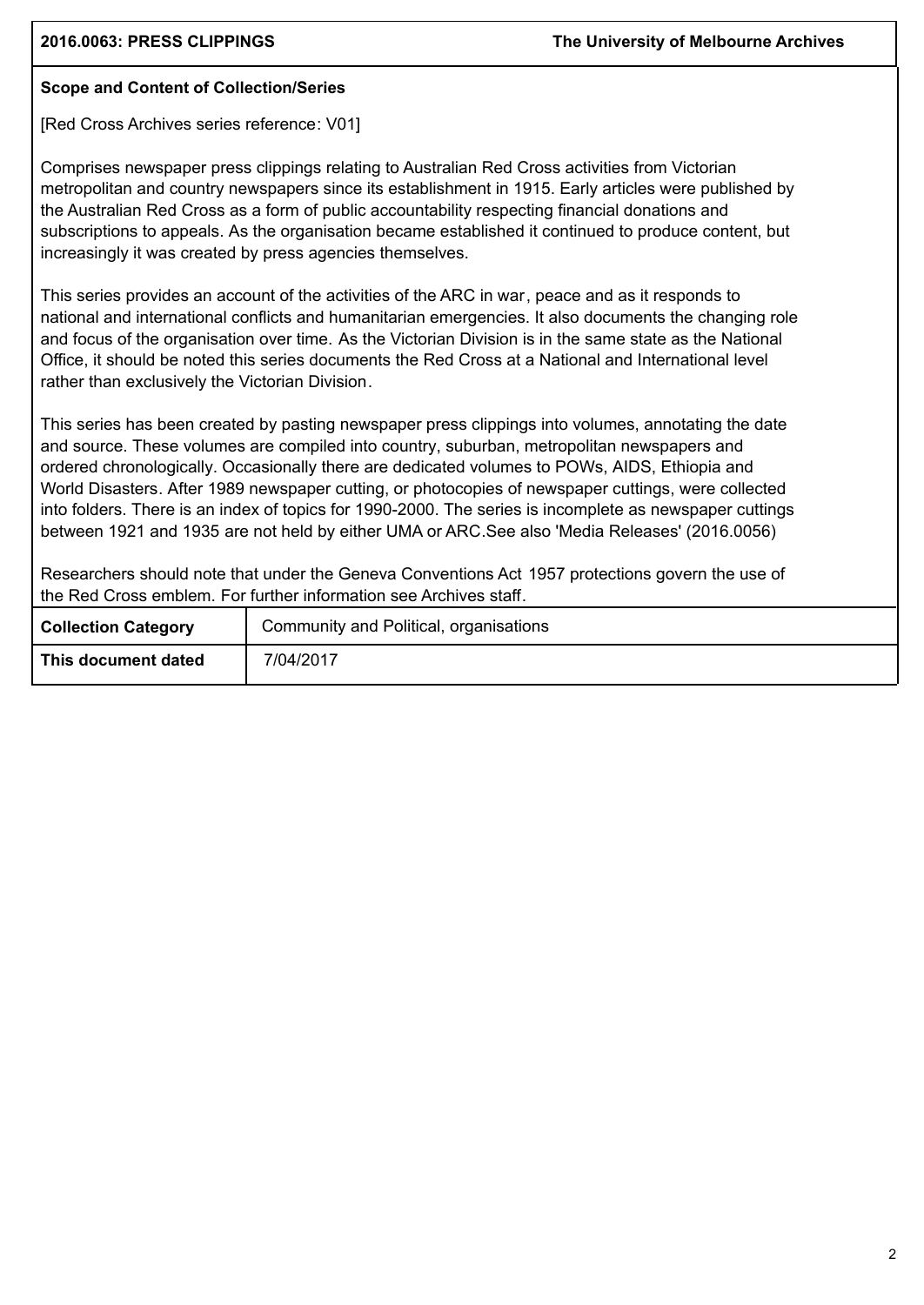**Scope and Content of Collection/Series**

[Red Cross Archives series reference: V01]

Comprises newspaper press clippings relating to Australian Red Cross activities from Victorian metropolitan and country newspapers since its establishment in 1915. Early articles were published by the Australian Red Cross as a form of public accountability respecting financial donations and subscriptions to appeals. As the organisation became established it continued to produce content, but increasingly it was created by press agencies themselves.

This series provides an account of the activities of the ARC in war, peace and as it responds to national and international conflicts and humanitarian emergencies. It also documents the changing role and focus of the organisation over time. As the Victorian Division is in the same state as the National Office, it should be noted this series documents the Red Cross at a National and International level rather than exclusively the Victorian Division.

This series has been created by pasting newspaper press clippings into volumes, annotating the date and source. These volumes are compiled into country, suburban, metropolitan newspapers and ordered chronologically. Occasionally there are dedicated volumes to POWs, AIDS, Ethiopia and World Disasters. After 1989 newspaper cutting, or photocopies of newspaper cuttings, were collected into folders. There is an index of topics for 1990-2000. The series is incomplete as newspaper cuttings between 1921 and 1935 are not held by either UMA or ARC.See also 'Media Releases' (2016.0056)

Researchers should note that under the Geneva Conventions Act 1957 protections govern the use of the Red Cross emblem. For further information see Archives staff.

| **Collection Category** | Community and Political, organisations |
|---|---|
| **This document dated** | 7/04/2017 |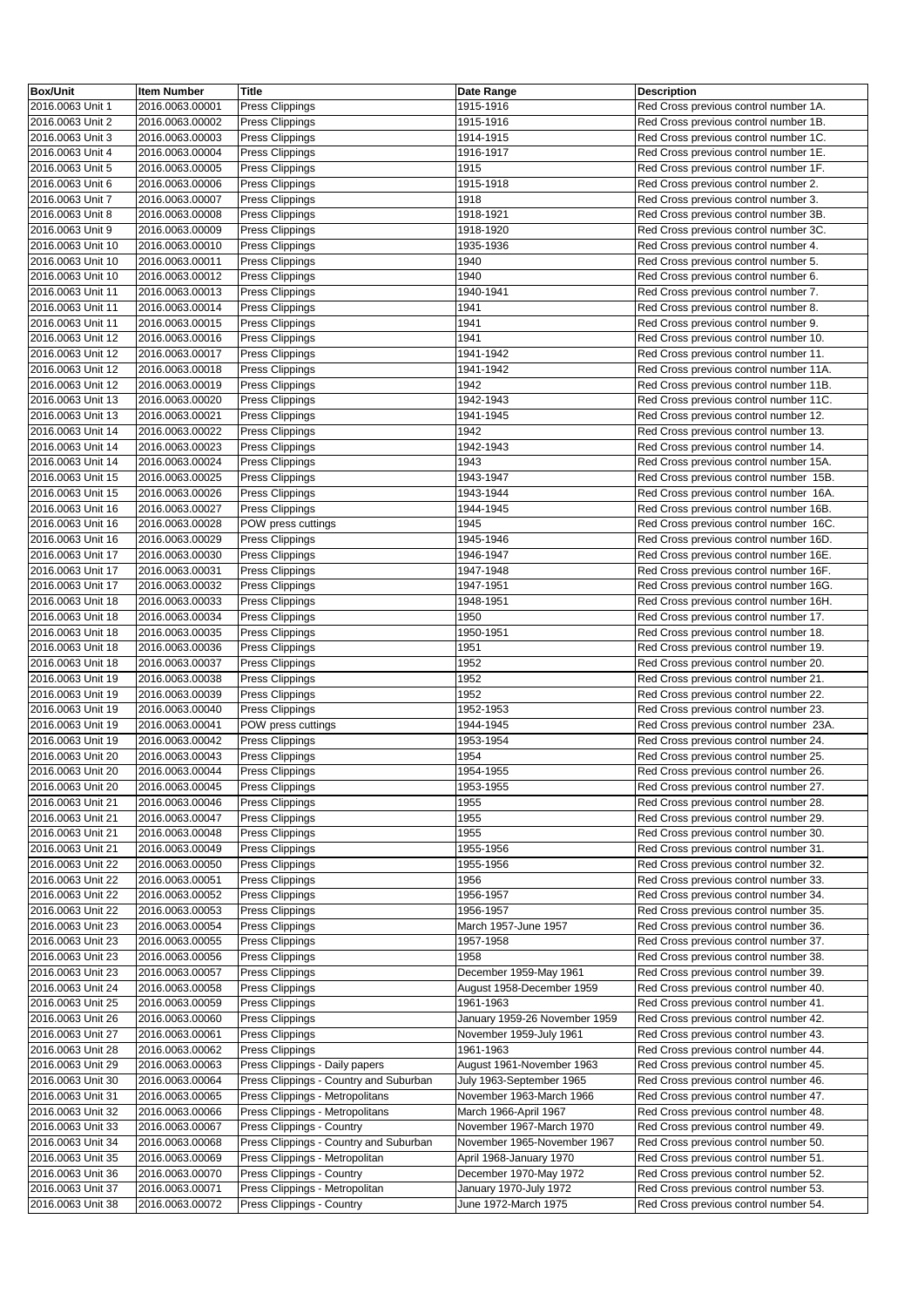| Box/Unit | Item Number | Title | Date Range | Description |
|---|---|---|---|---|
| 2016.0063 Unit 1 | 2016.0063.00001 | Press Clippings | 1915-1916 | Red Cross previous control number 1A. |
| 2016.0063 Unit 2 | 2016.0063.00002 | Press Clippings | 1915-1916 | Red Cross previous control number 1B. |
| 2016.0063 Unit 3 | 2016.0063.00003 | Press Clippings | 1914-1915 | Red Cross previous control number 1C. |
| 2016.0063 Unit 4 | 2016.0063.00004 | Press Clippings | 1916-1917 | Red Cross previous control number 1E. |
| 2016.0063 Unit 5 | 2016.0063.00005 | Press Clippings | 1915 | Red Cross previous control number 1F. |
| 2016.0063 Unit 6 | 2016.0063.00006 | Press Clippings | 1915-1918 | Red Cross previous control number 2. |
| 2016.0063 Unit 7 | 2016.0063.00007 | Press Clippings | 1918 | Red Cross previous control number 3. |
| 2016.0063 Unit 8 | 2016.0063.00008 | Press Clippings | 1918-1921 | Red Cross previous control number 3B. |
| 2016.0063 Unit 9 | 2016.0063.00009 | Press Clippings | 1918-1920 | Red Cross previous control number 3C. |
| 2016.0063 Unit 10 | 2016.0063.00010 | Press Clippings | 1935-1936 | Red Cross previous control number 4. |
| 2016.0063 Unit 10 | 2016.0063.00011 | Press Clippings | 1940 | Red Cross previous control number 5. |
| 2016.0063 Unit 10 | 2016.0063.00012 | Press Clippings | 1940 | Red Cross previous control number 6. |
| 2016.0063 Unit 11 | 2016.0063.00013 | Press Clippings | 1940-1941 | Red Cross previous control number 7. |
| 2016.0063 Unit 11 | 2016.0063.00014 | Press Clippings | 1941 | Red Cross previous control number 8. |
| 2016.0063 Unit 11 | 2016.0063.00015 | Press Clippings | 1941 | Red Cross previous control number 9. |
| 2016.0063 Unit 12 | 2016.0063.00016 | Press Clippings | 1941 | Red Cross previous control number 10. |
| 2016.0063 Unit 12 | 2016.0063.00017 | Press Clippings | 1941-1942 | Red Cross previous control number 11. |
| 2016.0063 Unit 12 | 2016.0063.00018 | Press Clippings | 1941-1942 | Red Cross previous control number 11A. |
| 2016.0063 Unit 12 | 2016.0063.00019 | Press Clippings | 1942 | Red Cross previous control number 11B. |
| 2016.0063 Unit 13 | 2016.0063.00020 | Press Clippings | 1942-1943 | Red Cross previous control number 11C. |
| 2016.0063 Unit 13 | 2016.0063.00021 | Press Clippings | 1941-1945 | Red Cross previous control number 12. |
| 2016.0063 Unit 14 | 2016.0063.00022 | Press Clippings | 1942 | Red Cross previous control number 13. |
| 2016.0063 Unit 14 | 2016.0063.00023 | Press Clippings | 1942-1943 | Red Cross previous control number 14. |
| 2016.0063 Unit 14 | 2016.0063.00024 | Press Clippings | 1943 | Red Cross previous control number 15A. |
| 2016.0063 Unit 15 | 2016.0063.00025 | Press Clippings | 1943-1947 | Red Cross previous control number 15B. |
| 2016.0063 Unit 15 | 2016.0063.00026 | Press Clippings | 1943-1944 | Red Cross previous control number 16A. |
| 2016.0063 Unit 16 | 2016.0063.00027 | Press Clippings | 1944-1945 | Red Cross previous control number 16B. |
| 2016.0063 Unit 16 | 2016.0063.00028 | POW press cuttings | 1945 | Red Cross previous control number 16C. |
| 2016.0063 Unit 16 | 2016.0063.00029 | Press Clippings | 1945-1946 | Red Cross previous control number 16D. |
| 2016.0063 Unit 17 | 2016.0063.00030 | Press Clippings | 1946-1947 | Red Cross previous control number 16E. |
| 2016.0063 Unit 17 | 2016.0063.00031 | Press Clippings | 1947-1948 | Red Cross previous control number 16F. |
| 2016.0063 Unit 17 | 2016.0063.00032 | Press Clippings | 1947-1951 | Red Cross previous control number 16G. |
| 2016.0063 Unit 18 | 2016.0063.00033 | Press Clippings | 1948-1951 | Red Cross previous control number 16H. |
| 2016.0063 Unit 18 | 2016.0063.00034 | Press Clippings | 1950 | Red Cross previous control number 17. |
| 2016.0063 Unit 18 | 2016.0063.00035 | Press Clippings | 1950-1951 | Red Cross previous control number 18. |
| 2016.0063 Unit 18 | 2016.0063.00036 | Press Clippings | 1951 | Red Cross previous control number 19. |
| 2016.0063 Unit 18 | 2016.0063.00037 | Press Clippings | 1952 | Red Cross previous control number 20. |
| 2016.0063 Unit 19 | 2016.0063.00038 | Press Clippings | 1952 | Red Cross previous control number 21. |
| 2016.0063 Unit 19 | 2016.0063.00039 | Press Clippings | 1952 | Red Cross previous control number 22. |
| 2016.0063 Unit 19 | 2016.0063.00040 | Press Clippings | 1952-1953 | Red Cross previous control number 23. |
| 2016.0063 Unit 19 | 2016.0063.00041 | POW press cuttings | 1944-1945 | Red Cross previous control number 23A. |
| 2016.0063 Unit 19 | 2016.0063.00042 | Press Clippings | 1953-1954 | Red Cross previous control number 24. |
| 2016.0063 Unit 20 | 2016.0063.00043 | Press Clippings | 1954 | Red Cross previous control number 25. |
| 2016.0063 Unit 20 | 2016.0063.00044 | Press Clippings | 1954-1955 | Red Cross previous control number 26. |
| 2016.0063 Unit 20 | 2016.0063.00045 | Press Clippings | 1953-1955 | Red Cross previous control number 27. |
| 2016.0063 Unit 21 | 2016.0063.00046 | Press Clippings | 1955 | Red Cross previous control number 28. |
| 2016.0063 Unit 21 | 2016.0063.00047 | Press Clippings | 1955 | Red Cross previous control number 29. |
| 2016.0063 Unit 21 | 2016.0063.00048 | Press Clippings | 1955 | Red Cross previous control number 30. |
| 2016.0063 Unit 21 | 2016.0063.00049 | Press Clippings | 1955-1956 | Red Cross previous control number 31. |
| 2016.0063 Unit 22 | 2016.0063.00050 | Press Clippings | 1955-1956 | Red Cross previous control number 32. |
| 2016.0063 Unit 22 | 2016.0063.00051 | Press Clippings | 1956 | Red Cross previous control number 33. |
| 2016.0063 Unit 22 | 2016.0063.00052 | Press Clippings | 1956-1957 | Red Cross previous control number 34. |
| 2016.0063 Unit 22 | 2016.0063.00053 | Press Clippings | 1956-1957 | Red Cross previous control number 35. |
| 2016.0063 Unit 23 | 2016.0063.00054 | Press Clippings | March 1957-June 1957 | Red Cross previous control number 36. |
| 2016.0063 Unit 23 | 2016.0063.00055 | Press Clippings | 1957-1958 | Red Cross previous control number 37. |
| 2016.0063 Unit 23 | 2016.0063.00056 | Press Clippings | 1958 | Red Cross previous control number 38. |
| 2016.0063 Unit 23 | 2016.0063.00057 | Press Clippings | December 1959-May 1961 | Red Cross previous control number 39. |
| 2016.0063 Unit 24 | 2016.0063.00058 | Press Clippings | August 1958-December 1959 | Red Cross previous control number 40. |
| 2016.0063 Unit 25 | 2016.0063.00059 | Press Clippings | 1961-1963 | Red Cross previous control number 41. |
| 2016.0063 Unit 26 | 2016.0063.00060 | Press Clippings | January 1959-26 November 1959 | Red Cross previous control number 42. |
| 2016.0063 Unit 27 | 2016.0063.00061 | Press Clippings | November 1959-July 1961 | Red Cross previous control number 43. |
| 2016.0063 Unit 28 | 2016.0063.00062 | Press Clippings | 1961-1963 | Red Cross previous control number 44. |
| 2016.0063 Unit 29 | 2016.0063.00063 | Press Clippings - Daily papers | August 1961-November 1963 | Red Cross previous control number 45. |
| 2016.0063 Unit 30 | 2016.0063.00064 | Press Clippings - Country and Suburban | July 1963-September 1965 | Red Cross previous control number 46. |
| 2016.0063 Unit 31 | 2016.0063.00065 | Press Clippings - Metropolitans | November 1963-March 1966 | Red Cross previous control number 47. |
| 2016.0063 Unit 32 | 2016.0063.00066 | Press Clippings - Metropolitans | March 1966-April 1967 | Red Cross previous control number 48. |
| 2016.0063 Unit 33 | 2016.0063.00067 | Press Clippings - Country | November 1967-March 1970 | Red Cross previous control number 49. |
| 2016.0063 Unit 34 | 2016.0063.00068 | Press Clippings - Country and Suburban | November 1965-November 1967 | Red Cross previous control number 50. |
| 2016.0063 Unit 35 | 2016.0063.00069 | Press Clippings - Metropolitan | April 1968-January 1970 | Red Cross previous control number 51. |
| 2016.0063 Unit 36 | 2016.0063.00070 | Press Clippings - Country | December 1970-May 1972 | Red Cross previous control number 52. |
| 2016.0063 Unit 37 | 2016.0063.00071 | Press Clippings - Metropolitan | January 1970-July 1972 | Red Cross previous control number 53. |
| 2016.0063 Unit 38 | 2016.0063.00072 | Press Clippings - Country | June 1972-March 1975 | Red Cross previous control number 54. |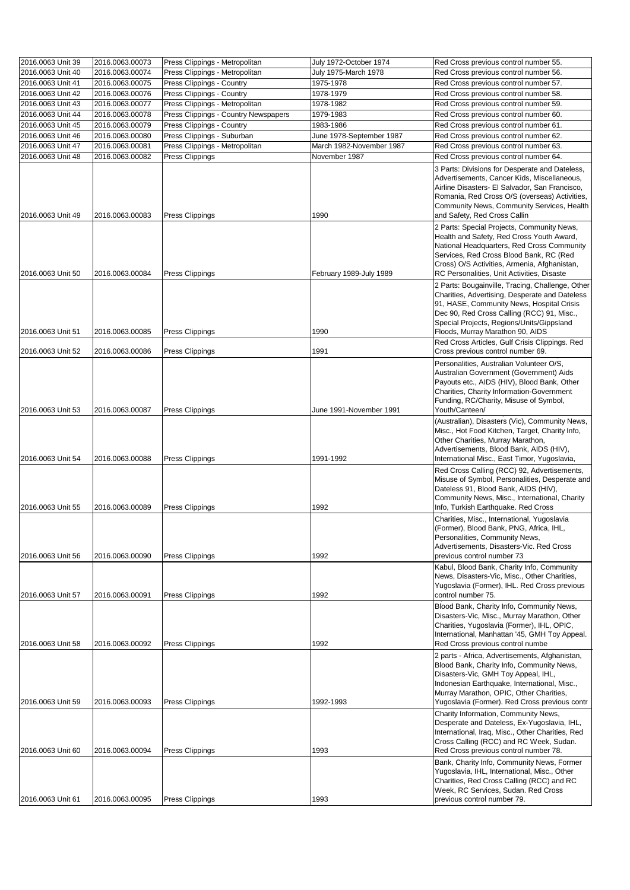| 2016.0063 Unit 39 | 2016.0063.00073 | Press Clippings - Metropolitan | July 1972-October 1974 | Red Cross previous control number 55. |
|---|---|---|---|---|
| 2016.0063 Unit 40 | 2016.0063.00074 | Press Clippings - Metropolitan | July 1975-March 1978 | Red Cross previous control number 56. |
| 2016.0063 Unit 41 | 2016.0063.00075 | Press Clippings - Country | 1975-1978 | Red Cross previous control number 57. |
| 2016.0063 Unit 42 | 2016.0063.00076 | Press Clippings - Country | 1978-1979 | Red Cross previous control number 58. |
| 2016.0063 Unit 43 | 2016.0063.00077 | Press Clippings - Metropolitan | 1978-1982 | Red Cross previous control number 59. |
| 2016.0063 Unit 44 | 2016.0063.00078 | Press Clippings - Country Newspapers | 1979-1983 | Red Cross previous control number 60. |
| 2016.0063 Unit 45 | 2016.0063.00079 | Press Clippings - Country | 1983-1986 | Red Cross previous control number 61. |
| 2016.0063 Unit 46 | 2016.0063.00080 | Press Clippings - Suburban | June 1978-September 1987 | Red Cross previous control number 62. |
| 2016.0063 Unit 47 | 2016.0063.00081 | Press Clippings - Metropolitan | March 1982-November 1987 | Red Cross previous control number 63. |
| 2016.0063 Unit 48 | 2016.0063.00082 | Press Clippings | November 1987 | Red Cross previous control number 64. |
| 2016.0063 Unit 49 | 2016.0063.00083 | Press Clippings | 1990 | 3 Parts: Divisions for Desperate and Dateless, Advertisements, Cancer Kids, Miscellaneous, Airline Disasters- El Salvador, San Francisco, Romania, Red Cross O/S (overseas) Activities, Community News, Community Services, Health and Safety, Red Cross Callin |
| 2016.0063 Unit 50 | 2016.0063.00084 | Press Clippings | February 1989-July 1989 | 2 Parts: Special Projects, Community News, Health and Safety, Red Cross Youth Award, National Headquarters, Red Cross Community Services, Red Cross Blood Bank, RC (Red Cross) O/S Activities, Armenia, Afghanistan, RC Personalities, Unit Activities, Disaste |
| 2016.0063 Unit 51 | 2016.0063.00085 | Press Clippings | 1990 | 2 Parts: Bougainville, Tracing, Challenge, Other Charities, Advertising, Desperate and Dateless 91, HASE, Community News, Hospital Crisis Dec 90, Red Cross Calling (RCC) 91, Misc., Special Projects, Regions/Units/Gippsland Floods, Murray Marathon 90, AIDS |
| 2016.0063 Unit 52 | 2016.0063.00086 | Press Clippings | 1991 | Red Cross Articles, Gulf Crisis Clippings. Red Cross previous control number 69. |
| 2016.0063 Unit 53 | 2016.0063.00087 | Press Clippings | June 1991-November 1991 | Personalities, Australian Volunteer O/S, Australian Government (Government) Aids Payouts etc., AIDS (HIV), Blood Bank, Other Charities, Charity Information-Government Funding, RC/Charity, Misuse of Symbol, Youth/Canteen/ |
| 2016.0063 Unit 54 | 2016.0063.00088 | Press Clippings | 1991-1992 | (Australian), Disasters (Vic), Community News, Misc., Hot Food Kitchen, Target, Charity Info, Other Charities, Murray Marathon, Advertisements, Blood Bank, AIDS (HIV), International Misc., East Timor, Yugoslavia, |
| 2016.0063 Unit 55 | 2016.0063.00089 | Press Clippings | 1992 | Red Cross Calling (RCC) 92, Advertisements, Misuse of Symbol, Personalities, Desperate and Dateless 91, Blood Bank, AIDS (HIV), Community News, Misc., International, Charity Info, Turkish Earthquake. Red Cross |
| 2016.0063 Unit 56 | 2016.0063.00090 | Press Clippings | 1992 | Charities, Misc., International, Yugoslavia (Former), Blood Bank, PNG, Africa, IHL, Personalities, Community News, Advertisements, Disasters-Vic. Red Cross previous control number 73 |
| 2016.0063 Unit 57 | 2016.0063.00091 | Press Clippings | 1992 | Kabul, Blood Bank, Charity Info, Community News, Disasters-Vic, Misc., Other Charities, Yugoslavia (Former), IHL. Red Cross previous control number 75. |
| 2016.0063 Unit 58 | 2016.0063.00092 | Press Clippings | 1992 | Blood Bank, Charity Info, Community News, Disasters-Vic, Misc., Murray Marathon, Other Charities, Yugoslavia (Former), IHL, OPIC, International, Manhattan '45, GMH Toy Appeal. Red Cross previous control numbe |
| 2016.0063 Unit 59 | 2016.0063.00093 | Press Clippings | 1992-1993 | 2 parts - Africa, Advertisements, Afghanistan, Blood Bank, Charity Info, Community News, Disasters-Vic, GMH Toy Appeal, IHL, Indonesian Earthquake, International, Misc., Murray Marathon, OPIC, Other Charities, Yugoslavia (Former). Red Cross previous contr |
| 2016.0063 Unit 60 | 2016.0063.00094 | Press Clippings | 1993 | Charity Information, Community News, Desperate and Dateless, Ex-Yugoslavia, IHL, International, Iraq, Misc., Other Charities, Red Cross Calling (RCC) and RC Week, Sudan. Red Cross previous control number 78. |
| 2016.0063 Unit 61 | 2016.0063.00095 | Press Clippings | 1993 | Bank, Charity Info, Community News, Former Yugoslavia, IHL, International, Misc., Other Charities, Red Cross Calling (RCC) and RC Week, RC Services, Sudan. Red Cross previous control number 79. |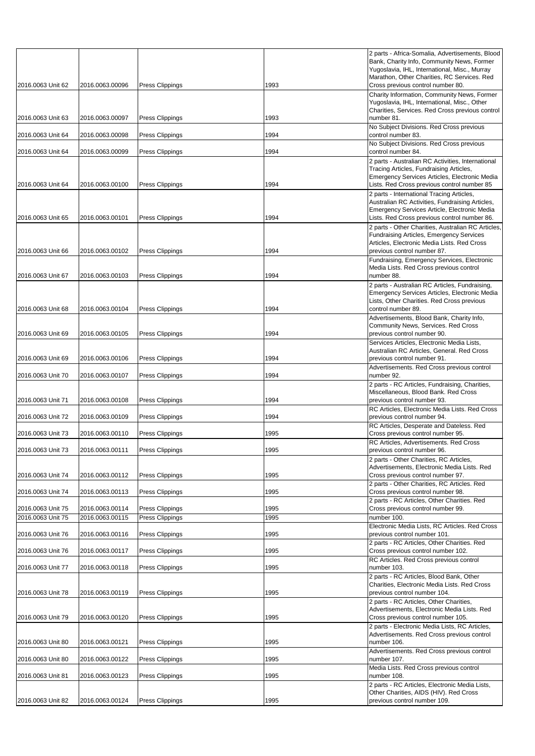| | | | | |
|---|---|---|---|---|
| 2016.0063 Unit 62 | 2016.0063.00096 | Press Clippings | 1993 | 2 parts - Africa-Somalia, Advertisements, Blood Bank, Charity Info, Community News, Former Yugoslavia, IHL, International, Misc., Murray Marathon, Other Charities, RC Services. Red Cross previous control number 80. |
| 2016.0063 Unit 63 | 2016.0063.00097 | Press Clippings | 1993 | Charity Information, Community News, Former Yugoslavia, IHL, International, Misc., Other Charities, Services. Red Cross previous control number 81. |
| 2016.0063 Unit 64 | 2016.0063.00098 | Press Clippings | 1994 | No Subject Divisions. Red Cross previous control number 83. |
| 2016.0063 Unit 64 | 2016.0063.00099 | Press Clippings | 1994 | No Subject Divisions. Red Cross previous control number 84. |
| 2016.0063 Unit 64 | 2016.0063.00100 | Press Clippings | 1994 | 2 parts - Australian RC Activities, International Tracing Articles, Fundraising Articles, Emergency Services Articles, Electronic Media Lists. Red Cross previous control number 85 |
| 2016.0063 Unit 65 | 2016.0063.00101 | Press Clippings | 1994 | 2 parts - International Tracing Articles, Australian RC Activities, Fundraising Articles, Emergency Services Article, Electronic Media Lists. Red Cross previous control number 86. |
| 2016.0063 Unit 66 | 2016.0063.00102 | Press Clippings | 1994 | 2 parts - Other Charities, Australian RC Articles, Fundraising Articles, Emergency Services Articles, Electronic Media Lists. Red Cross previous control number 87. |
| 2016.0063 Unit 67 | 2016.0063.00103 | Press Clippings | 1994 | Fundraising, Emergency Services, Electronic Media Lists. Red Cross previous control number 88. |
| 2016.0063 Unit 68 | 2016.0063.00104 | Press Clippings | 1994 | 2 parts - Australian RC Articles, Fundraising, Emergency Services Articles, Electronic Media Lists, Other Charities. Red Cross previous control number 89. |
| 2016.0063 Unit 69 | 2016.0063.00105 | Press Clippings | 1994 | Advertisements, Blood Bank, Charity Info, Community News, Services. Red Cross previous control number 90. |
| 2016.0063 Unit 69 | 2016.0063.00106 | Press Clippings | 1994 | Services Articles, Electronic Media Lists, Australian RC Articles, General. Red Cross previous control number 91. |
| 2016.0063 Unit 70 | 2016.0063.00107 | Press Clippings | 1994 | Advertisements. Red Cross previous control number 92. |
| 2016.0063 Unit 71 | 2016.0063.00108 | Press Clippings | 1994 | 2 parts - RC Articles, Fundraising, Charities, Miscellaneous, Blood Bank. Red Cross previous control number 93. |
| 2016.0063 Unit 72 | 2016.0063.00109 | Press Clippings | 1994 | RC Articles, Electronic Media Lists. Red Cross previous control number 94. |
| 2016.0063 Unit 73 | 2016.0063.00110 | Press Clippings | 1995 | RC Articles, Desperate and Dateless. Red Cross previous control number 95. |
| 2016.0063 Unit 73 | 2016.0063.00111 | Press Clippings | 1995 | RC Articles, Advertisements. Red Cross previous control number 96. |
| 2016.0063 Unit 74 | 2016.0063.00112 | Press Clippings | 1995 | 2 parts - Other Charities, RC Articles, Advertisements, Electronic Media Lists. Red Cross previous control number 97. |
| 2016.0063 Unit 74 | 2016.0063.00113 | Press Clippings | 1995 | 2 parts - Other Charities, RC Articles. Red Cross previous control number 98. |
| 2016.0063 Unit 75 | 2016.0063.00114 | Press Clippings | 1995 | 2 parts - RC Articles, Other Charities. Red Cross previous control number 99. |
| 2016.0063 Unit 75 | 2016.0063.00115 | Press Clippings | 1995 | number 100. |
| 2016.0063 Unit 76 | 2016.0063.00116 | Press Clippings | 1995 | Electronic Media Lists, RC Articles. Red Cross previous control number 101. |
| 2016.0063 Unit 76 | 2016.0063.00117 | Press Clippings | 1995 | 2 parts - RC Articles, Other Charities. Red Cross previous control number 102. |
| 2016.0063 Unit 77 | 2016.0063.00118 | Press Clippings | 1995 | RC Articles. Red Cross previous control number 103. |
| 2016.0063 Unit 78 | 2016.0063.00119 | Press Clippings | 1995 | 2 parts - RC Articles, Blood Bank, Other Charities, Electronic Media Lists. Red Cross previous control number 104. |
| 2016.0063 Unit 79 | 2016.0063.00120 | Press Clippings | 1995 | 2 parts - RC Articles, Other Charities, Advertisements, Electronic Media Lists. Red Cross previous control number 105. |
| 2016.0063 Unit 80 | 2016.0063.00121 | Press Clippings | 1995 | 2 parts - Electronic Media Lists, RC Articles, Advertisements. Red Cross previous control number 106. |
| 2016.0063 Unit 80 | 2016.0063.00122 | Press Clippings | 1995 | Advertisements. Red Cross previous control number 107. |
| 2016.0063 Unit 81 | 2016.0063.00123 | Press Clippings | 1995 | Media Lists. Red Cross previous control number 108. |
| 2016.0063 Unit 82 | 2016.0063.00124 | Press Clippings | 1995 | 2 parts - RC Articles, Electronic Media Lists, Other Charities, AIDS (HIV). Red Cross previous control number 109. |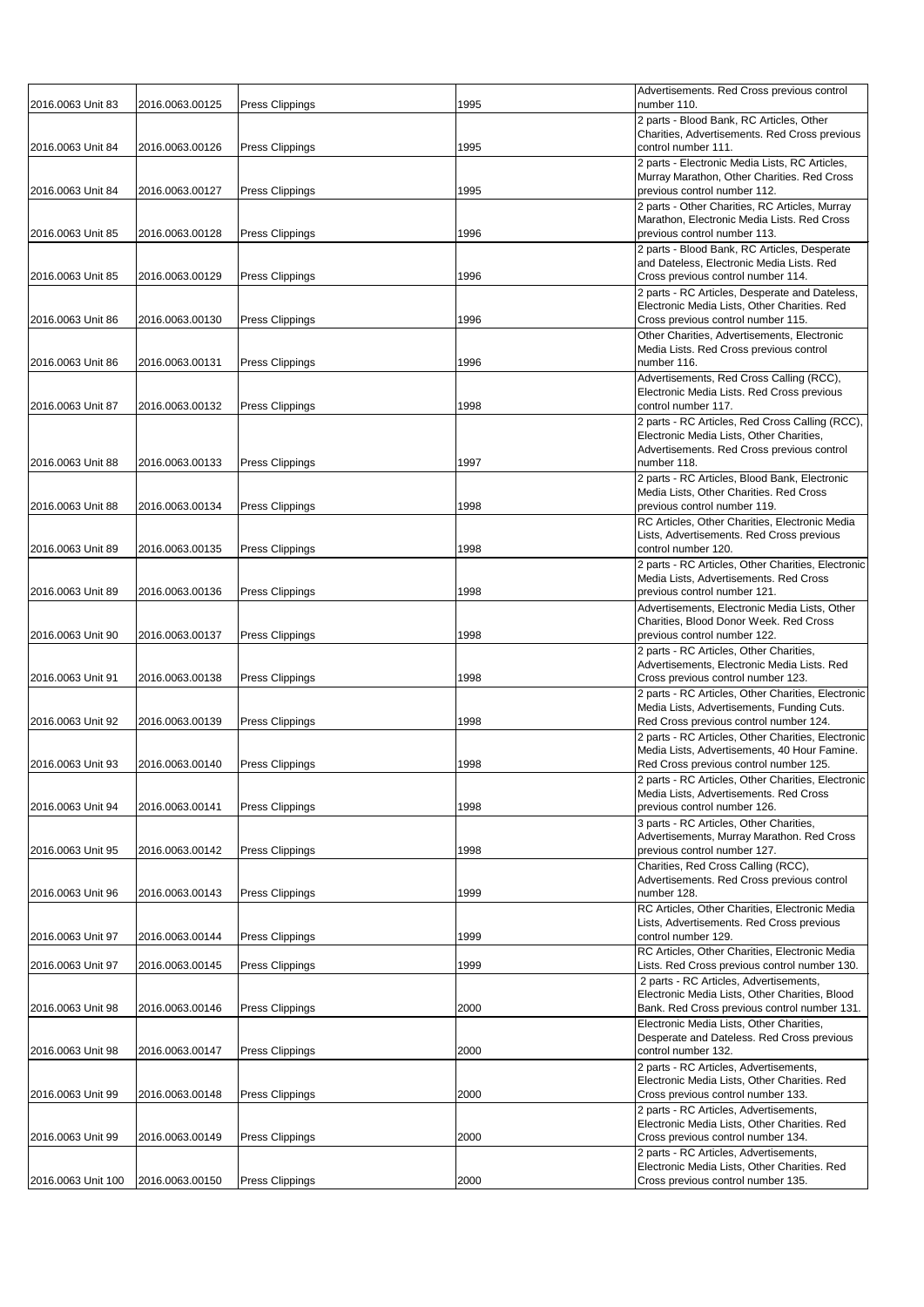| 2016.0063 Unit 83 | 2016.0063.00125 | Press Clippings | 1995 | Advertisements. Red Cross previous control number 110. |
|---|---|---|---|---|
| 2016.0063 Unit 84 | 2016.0063.00126 | Press Clippings | 1995 | 2 parts - Blood Bank, RC Articles, Other Charities, Advertisements. Red Cross previous control number 111. |
| 2016.0063 Unit 84 | 2016.0063.00127 | Press Clippings | 1995 | 2 parts - Electronic Media Lists, RC Articles, Murray Marathon, Other Charities. Red Cross previous control number 112. |
| 2016.0063 Unit 85 | 2016.0063.00128 | Press Clippings | 1996 | 2 parts - Other Charities, RC Articles, Murray Marathon, Electronic Media Lists. Red Cross previous control number 113. |
| 2016.0063 Unit 85 | 2016.0063.00129 | Press Clippings | 1996 | 2 parts - Blood Bank, RC Articles, Desperate and Dateless, Electronic Media Lists. Red Cross previous control number 114. |
| 2016.0063 Unit 86 | 2016.0063.00130 | Press Clippings | 1996 | 2 parts - RC Articles, Desperate and Dateless, Electronic Media Lists, Other Charities. Red Cross previous control number 115. |
| 2016.0063 Unit 86 | 2016.0063.00131 | Press Clippings | 1996 | Other Charities, Advertisements, Electronic Media Lists. Red Cross previous control number 116. |
| 2016.0063 Unit 87 | 2016.0063.00132 | Press Clippings | 1998 | Advertisements, Red Cross Calling (RCC), Electronic Media Lists. Red Cross previous control number 117. |
| 2016.0063 Unit 88 | 2016.0063.00133 | Press Clippings | 1997 | 2 parts - RC Articles, Red Cross Calling (RCC), Electronic Media Lists, Other Charities, Advertisements. Red Cross previous control number 118. |
| 2016.0063 Unit 88 | 2016.0063.00134 | Press Clippings | 1998 | 2 parts - RC Articles, Blood Bank, Electronic Media Lists, Other Charities. Red Cross previous control number 119. |
| 2016.0063 Unit 89 | 2016.0063.00135 | Press Clippings | 1998 | RC Articles, Other Charities, Electronic Media Lists, Advertisements. Red Cross previous control number 120. |
| 2016.0063 Unit 89 | 2016.0063.00136 | Press Clippings | 1998 | 2 parts - RC Articles, Other Charities, Electronic Media Lists, Advertisements. Red Cross previous control number 121. |
| 2016.0063 Unit 90 | 2016.0063.00137 | Press Clippings | 1998 | Advertisements, Electronic Media Lists, Other Charities, Blood Donor Week. Red Cross previous control number 122. |
| 2016.0063 Unit 91 | 2016.0063.00138 | Press Clippings | 1998 | 2 parts - RC Articles, Other Charities, Advertisements, Electronic Media Lists. Red Cross previous control number 123. |
| 2016.0063 Unit 92 | 2016.0063.00139 | Press Clippings | 1998 | 2 parts - RC Articles, Other Charities, Electronic Media Lists, Advertisements, Funding Cuts. Red Cross previous control number 124. |
| 2016.0063 Unit 93 | 2016.0063.00140 | Press Clippings | 1998 | 2 parts - RC Articles, Other Charities, Electronic Media Lists, Advertisements, 40 Hour Famine. Red Cross previous control number 125. |
| 2016.0063 Unit 94 | 2016.0063.00141 | Press Clippings | 1998 | 2 parts - RC Articles, Other Charities, Electronic Media Lists, Advertisements. Red Cross previous control number 126. |
| 2016.0063 Unit 95 | 2016.0063.00142 | Press Clippings | 1998 | 3 parts - RC Articles, Other Charities, Advertisements, Murray Marathon. Red Cross previous control number 127. |
| 2016.0063 Unit 96 | 2016.0063.00143 | Press Clippings | 1999 | Charities, Red Cross Calling (RCC), Advertisements. Red Cross previous control number 128. |
| 2016.0063 Unit 97 | 2016.0063.00144 | Press Clippings | 1999 | RC Articles, Other Charities, Electronic Media Lists, Advertisements. Red Cross previous control number 129. |
| 2016.0063 Unit 97 | 2016.0063.00145 | Press Clippings | 1999 | RC Articles, Other Charities, Electronic Media Lists. Red Cross previous control number 130. |
| 2016.0063 Unit 98 | 2016.0063.00146 | Press Clippings | 2000 | 2 parts - RC Articles, Advertisements, Electronic Media Lists, Other Charities, Blood Bank. Red Cross previous control number 131. |
| 2016.0063 Unit 98 | 2016.0063.00147 | Press Clippings | 2000 | Electronic Media Lists, Other Charities, Desperate and Dateless. Red Cross previous control number 132. |
| 2016.0063 Unit 99 | 2016.0063.00148 | Press Clippings | 2000 | 2 parts - RC Articles, Advertisements, Electronic Media Lists, Other Charities. Red Cross previous control number 133. |
| 2016.0063 Unit 99 | 2016.0063.00149 | Press Clippings | 2000 | 2 parts - RC Articles, Advertisements, Electronic Media Lists, Other Charities. Red Cross previous control number 134. |
| 2016.0063 Unit 100 | 2016.0063.00150 | Press Clippings | 2000 | 2 parts - RC Articles, Advertisements, Electronic Media Lists, Other Charities. Red Cross previous control number 135. |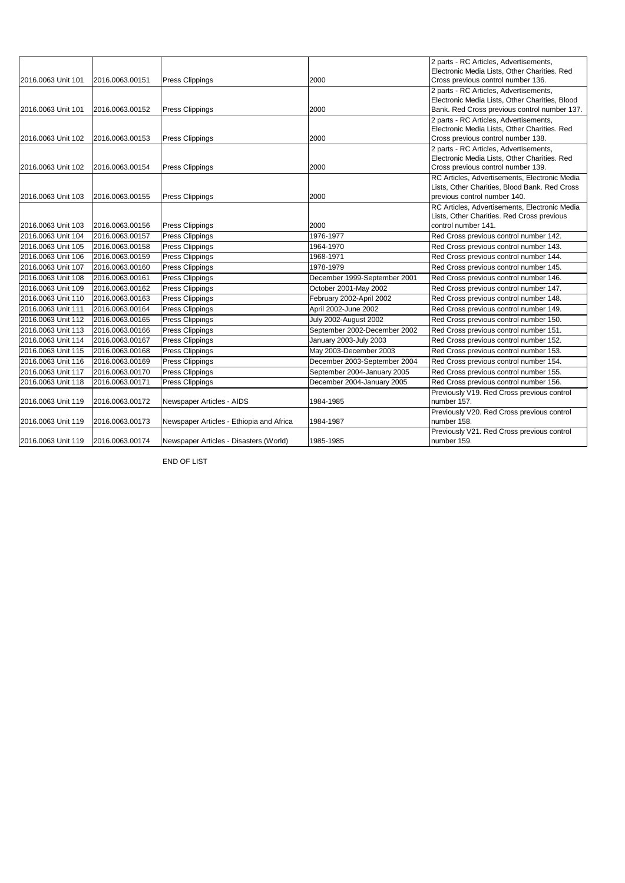| | | | | |
|---|---|---|---|---|
| 2016.0063 Unit 101 | 2016.0063.00151 | Press Clippings | 2000 | 2 parts - RC Articles, Advertisements, Electronic Media Lists, Other Charities. Red Cross previous control number 136. |
| 2016.0063 Unit 101 | 2016.0063.00152 | Press Clippings | 2000 | 2 parts - RC Articles, Advertisements, Electronic Media Lists, Other Charities, Blood Bank. Red Cross previous control number 137. |
| 2016.0063 Unit 102 | 2016.0063.00153 | Press Clippings | 2000 | 2 parts - RC Articles, Advertisements, Electronic Media Lists, Other Charities. Red Cross previous control number 138. |
| 2016.0063 Unit 102 | 2016.0063.00154 | Press Clippings | 2000 | 2 parts - RC Articles, Advertisements, Electronic Media Lists, Other Charities. Red Cross previous control number 139. |
| 2016.0063 Unit 103 | 2016.0063.00155 | Press Clippings | 2000 | RC Articles, Advertisements, Electronic Media Lists, Other Charities, Blood Bank. Red Cross previous control number 140. |
| 2016.0063 Unit 103 | 2016.0063.00156 | Press Clippings | 2000 | RC Articles, Advertisements, Electronic Media Lists, Other Charities. Red Cross previous control number 141. |
| 2016.0063 Unit 104 | 2016.0063.00157 | Press Clippings | 1976-1977 | Red Cross previous control number 142. |
| 2016.0063 Unit 105 | 2016.0063.00158 | Press Clippings | 1964-1970 | Red Cross previous control number 143. |
| 2016.0063 Unit 106 | 2016.0063.00159 | Press Clippings | 1968-1971 | Red Cross previous control number 144. |
| 2016.0063 Unit 107 | 2016.0063.00160 | Press Clippings | 1978-1979 | Red Cross previous control number 145. |
| 2016.0063 Unit 108 | 2016.0063.00161 | Press Clippings | December 1999-September 2001 | Red Cross previous control number 146. |
| 2016.0063 Unit 109 | 2016.0063.00162 | Press Clippings | October 2001-May 2002 | Red Cross previous control number 147. |
| 2016.0063 Unit 110 | 2016.0063.00163 | Press Clippings | February 2002-April 2002 | Red Cross previous control number 148. |
| 2016.0063 Unit 111 | 2016.0063.00164 | Press Clippings | April 2002-June 2002 | Red Cross previous control number 149. |
| 2016.0063 Unit 112 | 2016.0063.00165 | Press Clippings | July 2002-August 2002 | Red Cross previous control number 150. |
| 2016.0063 Unit 113 | 2016.0063.00166 | Press Clippings | September 2002-December 2002 | Red Cross previous control number 151. |
| 2016.0063 Unit 114 | 2016.0063.00167 | Press Clippings | January 2003-July 2003 | Red Cross previous control number 152. |
| 2016.0063 Unit 115 | 2016.0063.00168 | Press Clippings | May 2003-December 2003 | Red Cross previous control number 153. |
| 2016.0063 Unit 116 | 2016.0063.00169 | Press Clippings | December 2003-September 2004 | Red Cross previous control number 154. |
| 2016.0063 Unit 117 | 2016.0063.00170 | Press Clippings | September 2004-January 2005 | Red Cross previous control number 155. |
| 2016.0063 Unit 118 | 2016.0063.00171 | Press Clippings | December 2004-January 2005 | Red Cross previous control number 156. |
| 2016.0063 Unit 119 | 2016.0063.00172 | Newspaper Articles - AIDS | 1984-1985 | Previously V19. Red Cross previous control number 157. |
| 2016.0063 Unit 119 | 2016.0063.00173 | Newspaper Articles - Ethiopia and Africa | 1984-1987 | Previously V20. Red Cross previous control number 158. |
| 2016.0063 Unit 119 | 2016.0063.00174 | Newspaper Articles - Disasters (World) | 1985-1985 | Previously V21. Red Cross previous control number 159. |

END OF LIST